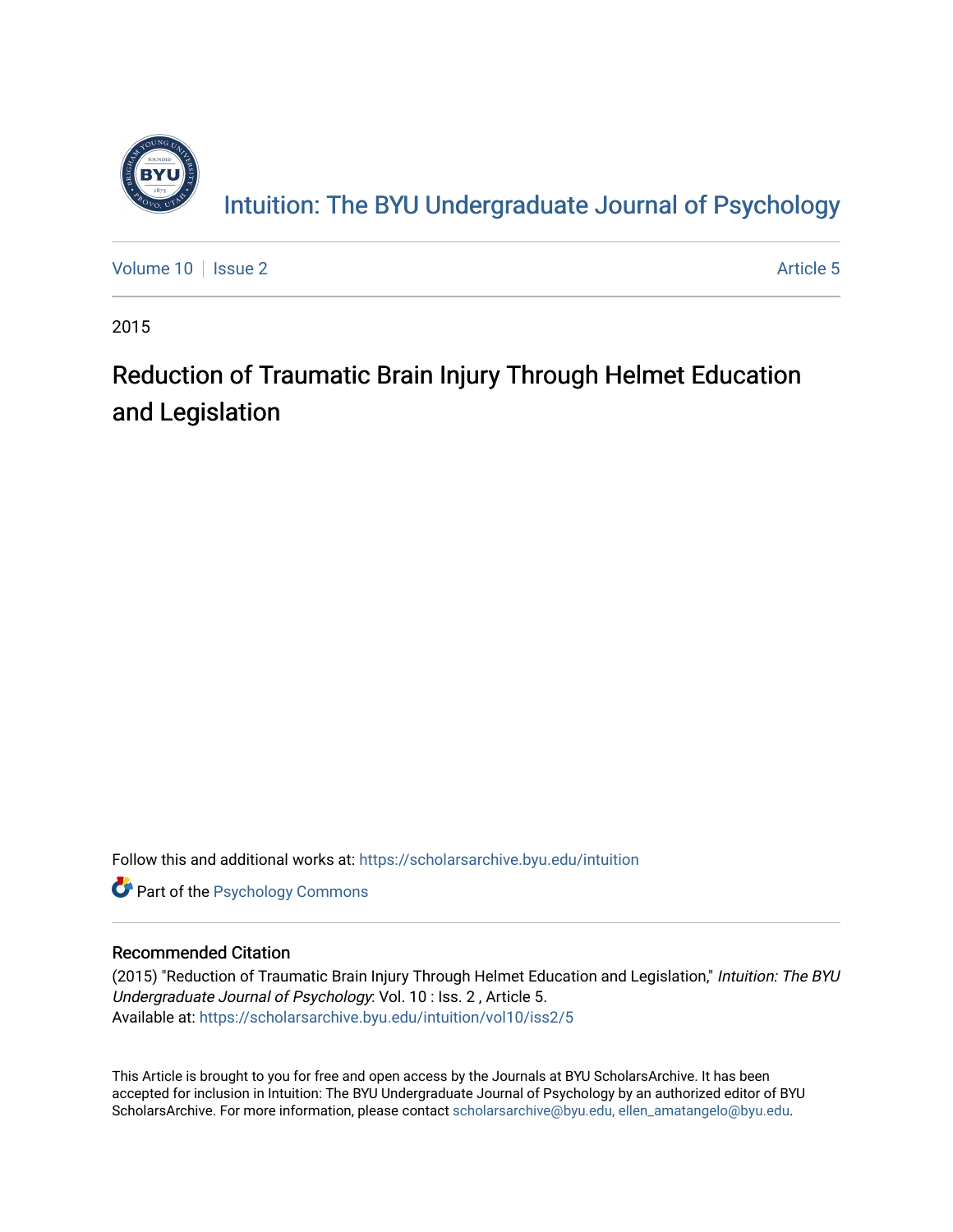# Intuition: The BYU Undergraduate Journal of Psychology

Volume 10 | Issue 2 | Article 5

2015

# Reduction of Traumatic Brain Injury Through Helmet Education and Legislation

Follow this and additional works at: https://scholarsarchive.byu.edu/intuition

Part of the Psychology Commons

## Recommended Citation

(2015) "Reduction of Traumatic Brain Injury Through Helmet Education and Legislation," *Intuition: The BYU Undergraduate Journal of Psychology*: Vol. 10 : Iss. 2 , Article 5.
Available at: https://scholarsarchive.byu.edu/intuition/vol10/iss2/5

This Article is brought to you for free and open access by the Journals at BYU ScholarsArchive. It has been accepted for inclusion in Intuition: The BYU Undergraduate Journal of Psychology by an authorized editor of BYU ScholarsArchive. For more information, please contact scholarsarchive@byu.edu, ellen_amatangelo@byu.edu.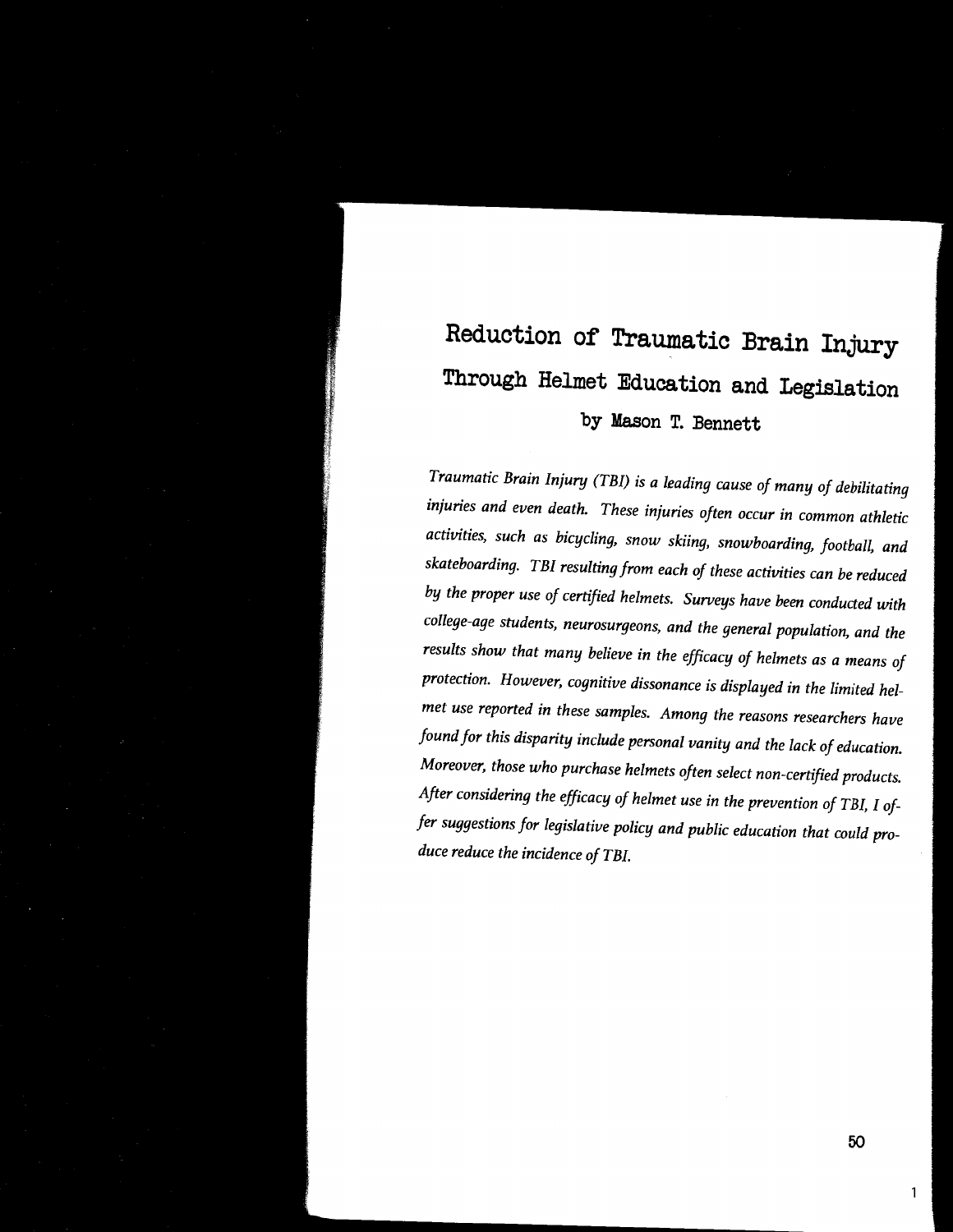# Reduction of Traumatic Brain Injury Through Helmet Education and Legislation

**by Mason T. Bennett**

*Traumatic Brain Injury (TBI) is a leading cause of many of debilitating injuries and even death. These injuries often occur in common athletic activities, such as bicycling, snow skiing, snowboarding, football, and skateboarding. TBI resulting from each of these activities can be reduced by the proper use of certified helmets. Surveys have been conducted with college-age students, neurosurgeons, and the general population, and the results show that many believe in the efficacy of helmets as a means of protection. However, cognitive dissonance is displayed in the limited helmet use reported in these samples. Among the reasons researchers have found for this disparity include personal vanity and the lack of education. Moreover, those who purchase helmets often select non-certified products. After considering the efficacy of helmet use in the prevention of TBI, I offer suggestions for legislative policy and public education that could produce reduce the incidence of TBI.*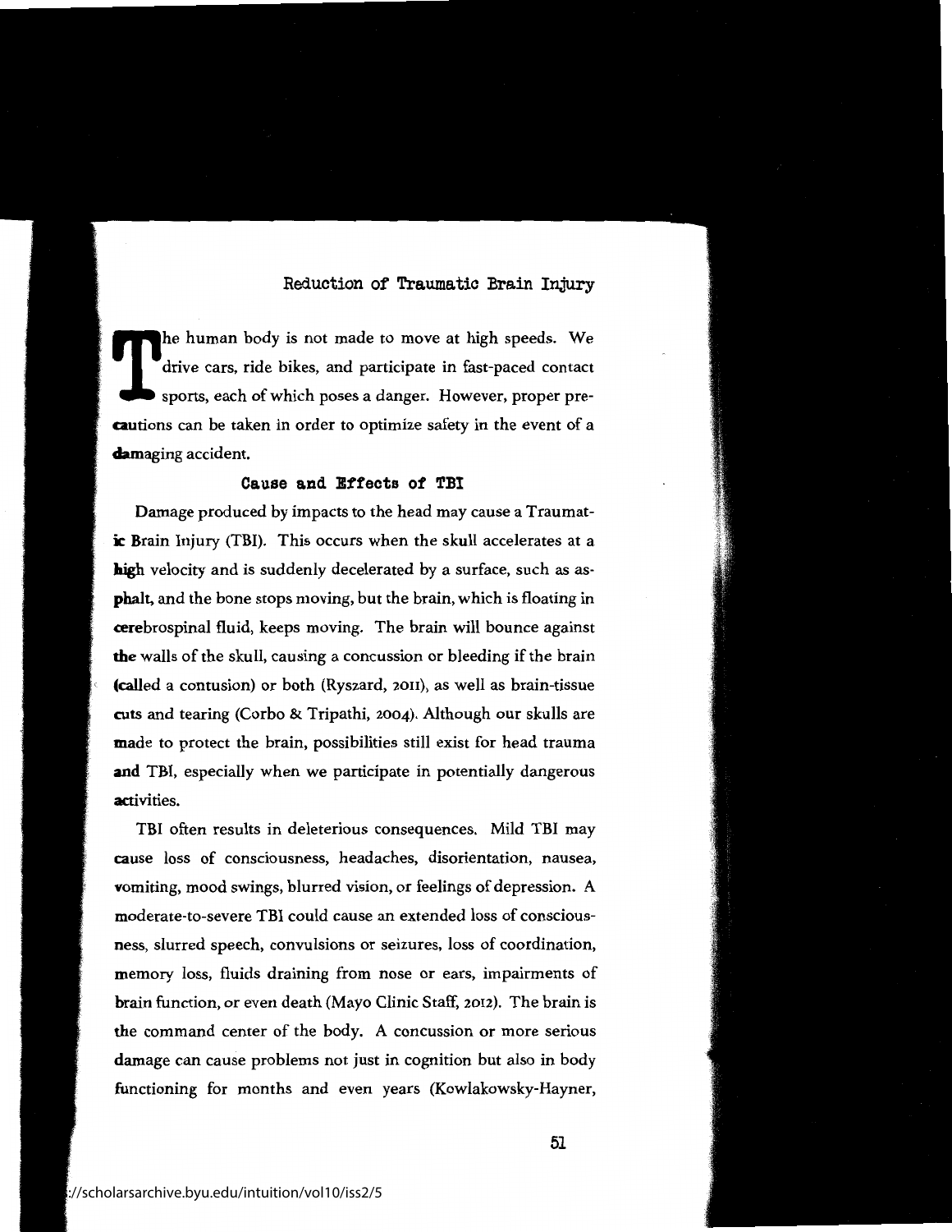# Reduction of Traumatic Brain Injury

The human body is not made to move at high speeds. We drive cars, ride bikes, and participate in fast-paced contact sports, each of which poses a danger. However, proper precautions can be taken in order to optimize safety in the event of a damaging accident.

## Cause and Effects of TBI

Damage produced by impacts to the head may cause a Traumatic Brain Injury (TBI). This occurs when the skull accelerates at a high velocity and is suddenly decelerated by a surface, such as asphalt, and the bone stops moving, but the brain, which is floating in cerebrospinal fluid, keeps moving. The brain will bounce against the walls of the skull, causing a concussion or bleeding if the brain (called a contusion) or both (Ryszard, 2011), as well as brain-tissue cuts and tearing (Corbo & Tripathi, 2004). Although our skulls are made to protect the brain, possibilities still exist for head trauma and TBI, especially when we participate in potentially dangerous activities.

TBI often results in deleterious consequences. Mild TBI may cause loss of consciousness, headaches, disorientation, nausea, vomiting, mood swings, blurred vision, or feelings of depression. A moderate-to-severe TBI could cause an extended loss of consciousness, slurred speech, convulsions or seizures, loss of coordination, memory loss, fluids draining from nose or ears, impairments of brain function, or even death (Mayo Clinic Staff, 2012). The brain is the command center of the body. A concussion or more serious damage can cause problems not just in cognition but also in body functioning for months and even years (Kowlakowsky-Hayner,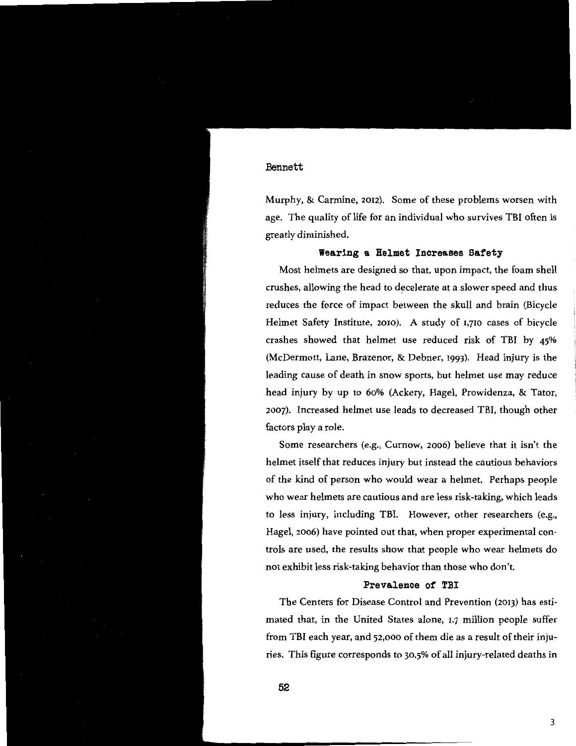Murphy, & Carmine, 2012). Some of these problems worsen with age. The quality of life for an individual who survives TBI often is greatly diminished.

## Wearing a Helmet Increases Safety

Most helmets are designed so that, upon impact, the foam shell crushes, allowing the head to decelerate at a slower speed and thus reduces the force of impact between the skull and brain (Bicycle Helmet Safety Institute, 2010). A study of 1,710 cases of bicycle crashes showed that helmet use reduced risk of TBI by 45% (McDermott, Lane, Brazenor, & Debner, 1993). Head injury is the leading cause of death in snow sports, but helmet use may reduce head injury by up to 60% (Ackery, Hagel, Prowidenza, & Tator, 2007). Increased helmet use leads to decreased TBI, though other factors play a role.

Some researchers (e.g., Curnow, 2006) believe that it isn't the helmet itself that reduces injury but instead the cautious behaviors of the kind of person who would wear a helmet. Perhaps people who wear helmets are cautious and are less risk-taking, which leads to less injury, including TBI. However, other researchers (e.g., Hagel, 2006) have pointed out that, when proper experimental controls are used, the results show that people who wear helmets do not exhibit less risk-taking behavior than those who don't.

## Prevalence of TBI

The Centers for Disease Control and Prevention (2013) has estimated that, in the United States alone, 1.7 million people suffer from TBI each year, and 52,000 of them die as a result of their injuries. This figure corresponds to 30.5% of all injury-related deaths in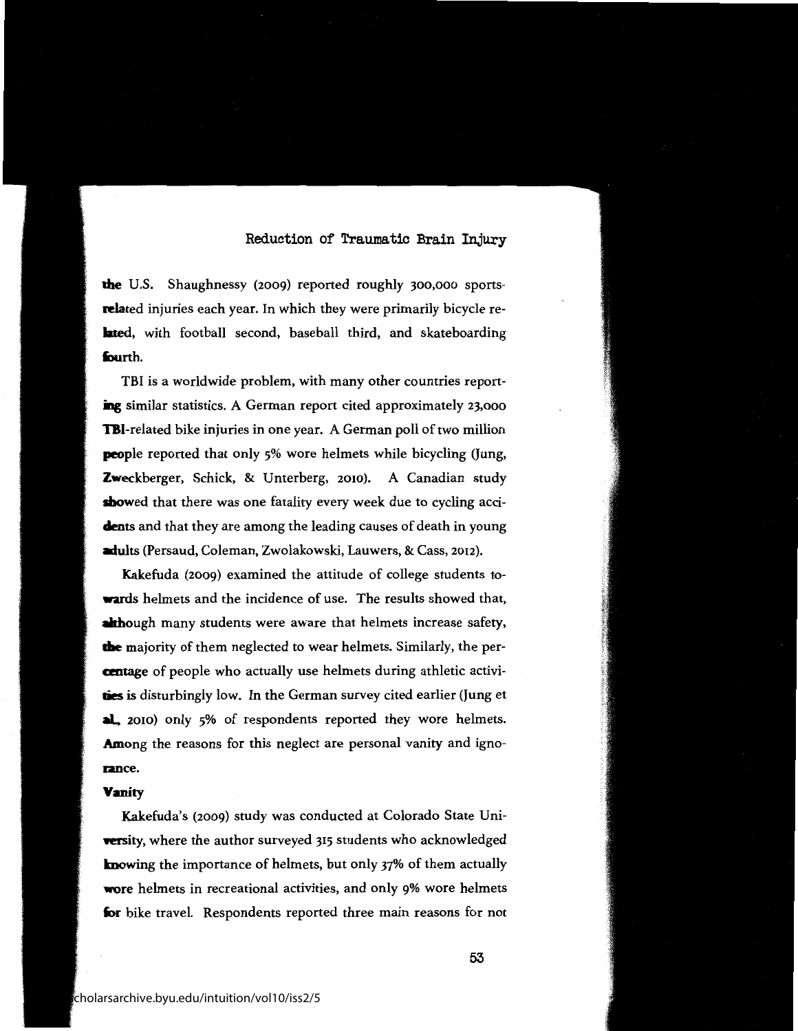the U.S. Shaughnessy (2009) reported roughly 300,000 sports-related injuries each year. In which they were primarily bicycle related, with football second, baseball third, and skateboarding fourth.

TBI is a worldwide problem, with many other countries reporting similar statistics. A German report cited approximately 23,000 TBI-related bike injuries in one year. A German poll of two million people reported that only 5% wore helmets while bicycling (Jung, Zweckberger, Schick, & Unterberg, 2010). A Canadian study showed that there was one fatality every week due to cycling accidents and that they are among the leading causes of death in young adults (Persaud, Coleman, Zwolakowski, Lauwers, & Cass, 2012).

Kakefuda (2009) examined the attitude of college students towards helmets and the incidence of use. The results showed that, although many students were aware that helmets increase safety, the majority of them neglected to wear helmets. Similarly, the percentage of people who actually use helmets during athletic activities is disturbingly low. In the German survey cited earlier (Jung et al., 2010) only 5% of respondents reported they wore helmets. Among the reasons for this neglect are personal vanity and ignorance.

**Vanity**

Kakefuda's (2009) study was conducted at Colorado State University, where the author surveyed 315 students who acknowledged knowing the importance of helmets, but only 37% of them actually wore helmets in recreational activities, and only 9% wore helmets for bike travel. Respondents reported three main reasons for not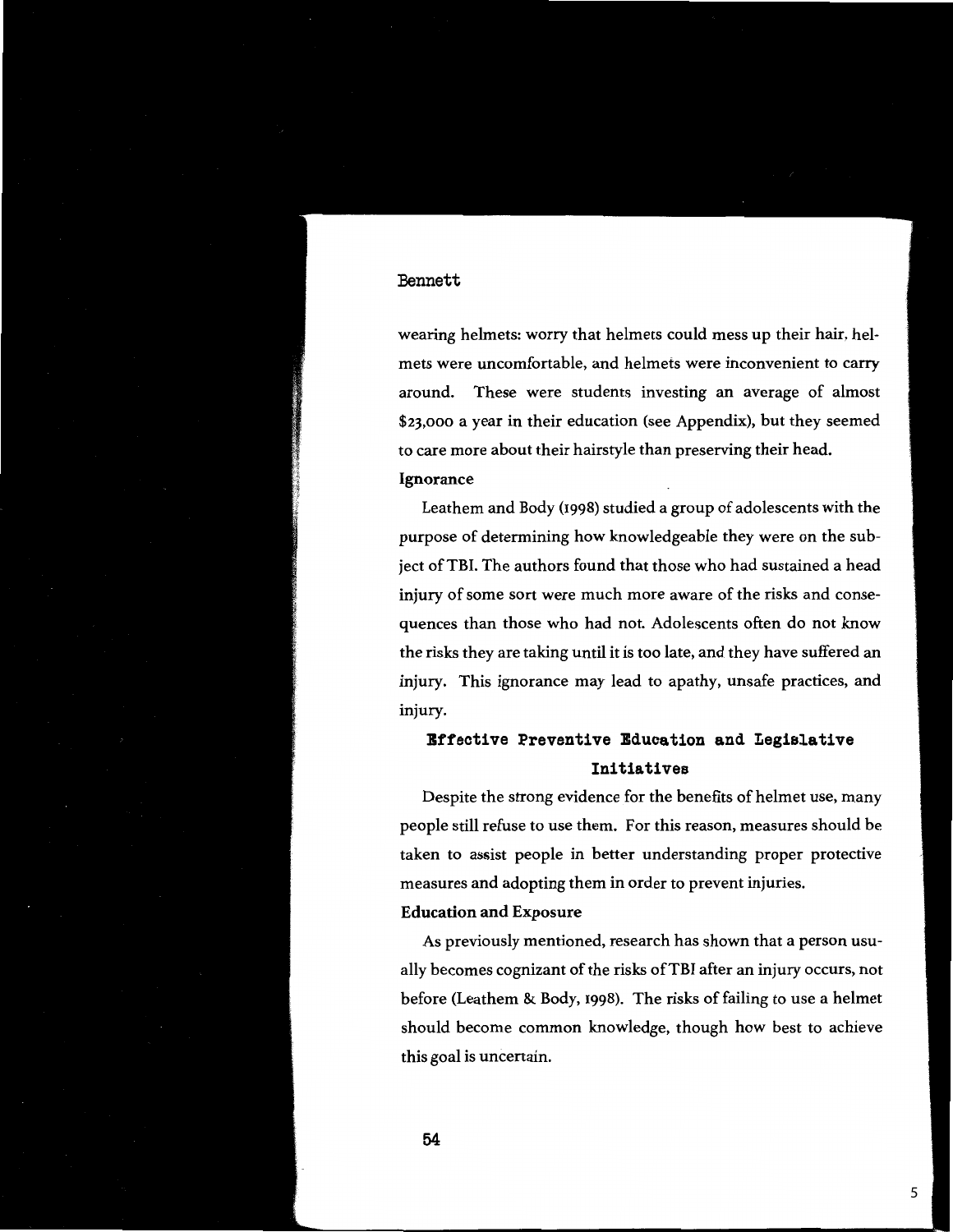wearing helmets: worry that helmets could mess up their hair, helmets were uncomfortable, and helmets were inconvenient to carry around. These were students investing an average of almost $23,000 a year in their education (see Appendix), but they seemed to care more about their hairstyle than preserving their head.

**Ignorance**

Leathem and Body (1998) studied a group of adolescents with the purpose of determining how knowledgeable they were on the subject of TBI. The authors found that those who had sustained a head injury of some sort were much more aware of the risks and consequences than those who had not. Adolescents often do not know the risks they are taking until it is too late, and they have suffered an injury. This ignorance may lead to apathy, unsafe practices, and injury.

## Effective Preventive Education and Legislative Initiatives

Despite the strong evidence for the benefits of helmet use, many people still refuse to use them. For this reason, measures should be taken to assist people in better understanding proper protective measures and adopting them in order to prevent injuries.

**Education and Exposure**

As previously mentioned, research has shown that a person usually becomes cognizant of the risks of TBI after an injury occurs, not before (Leathem & Body, 1998). The risks of failing to use a helmet should become common knowledge, though how best to achieve this goal is uncertain.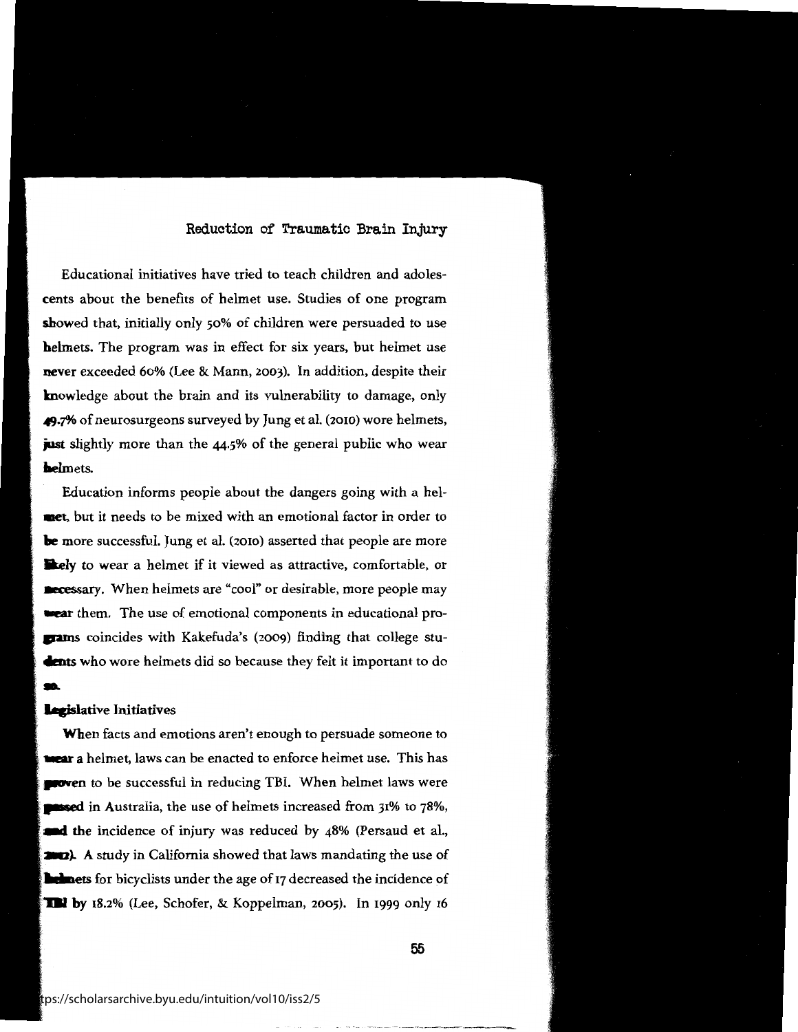Educational initiatives have tried to teach children and adolescents about the benefits of helmet use. Studies of one program showed that, initially only 50% of children were persuaded to use helmets. The program was in effect for six years, but helmet use never exceeded 60% (Lee & Mann, 2003). In addition, despite their knowledge about the brain and its vulnerability to damage, only 49.7% of neurosurgeons surveyed by Jung et al. (2010) wore helmets, just slightly more than the 44.5% of the general public who wear helmets.

Education informs people about the dangers going with a helmet, but it needs to be mixed with an emotional factor in order to be more successful. Jung et al. (2010) asserted that people are more likely to wear a helmet if it viewed as attractive, comfortable, or necessary. When helmets are "cool" or desirable, more people may wear them. The use of emotional components in educational programs coincides with Kakefuda's (2009) finding that college students who wore helmets did so because they felt it important to do so.

### Legislative Initiatives

When facts and emotions aren't enough to persuade someone to wear a helmet, laws can be enacted to enforce helmet use. This has proven to be successful in reducing TBI. When helmet laws were passed in Australia, the use of helmets increased from 31% to 78%, and the incidence of injury was reduced by 48% (Persaud et al., 2012). A study in California showed that laws mandating the use of helmets for bicyclists under the age of 17 decreased the incidence of TBI by 18.2% (Lee, Schofer, & Koppelman, 2005). In 1999 only 16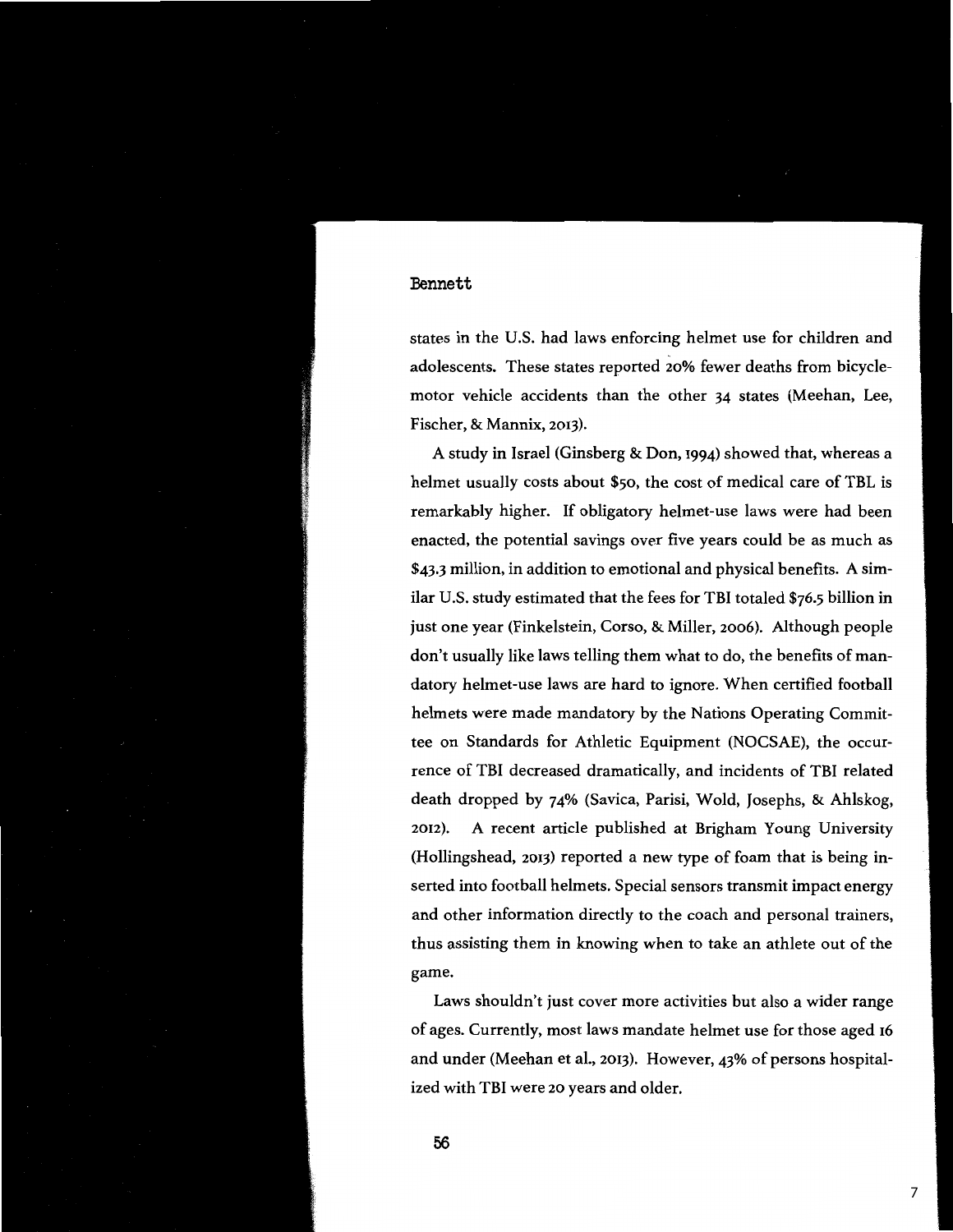states in the U.S. had laws enforcing helmet use for children and adolescents. These states reported 20% fewer deaths from bicycle-motor vehicle accidents than the other 34 states (Meehan, Lee, Fischer, & Mannix, 2013).

A study in Israel (Ginsberg & Don, 1994) showed that, whereas a helmet usually costs about $50, the cost of medical care of TBL is remarkably higher. If obligatory helmet-use laws were had been enacted, the potential savings over five years could be as much as $43.3 million, in addition to emotional and physical benefits. A similar U.S. study estimated that the fees for TBI totaled $76.5 billion in just one year (Finkelstein, Corso, & Miller, 2006). Although people don't usually like laws telling them what to do, the benefits of mandatory helmet-use laws are hard to ignore. When certified football helmets were made mandatory by the Nations Operating Committee on Standards for Athletic Equipment (NOCSAE), the occurrence of TBI decreased dramatically, and incidents of TBI related death dropped by 74% (Savica, Parisi, Wold, Josephs, & Ahlskog, 2012). A recent article published at Brigham Young University (Hollingshead, 2013) reported a new type of foam that is being inserted into football helmets. Special sensors transmit impact energy and other information directly to the coach and personal trainers, thus assisting them in knowing when to take an athlete out of the game.

Laws shouldn't just cover more activities but also a wider range of ages. Currently, most laws mandate helmet use for those aged 16 and under (Meehan et al., 2013). However, 43% of persons hospitalized with TBI were 20 years and older.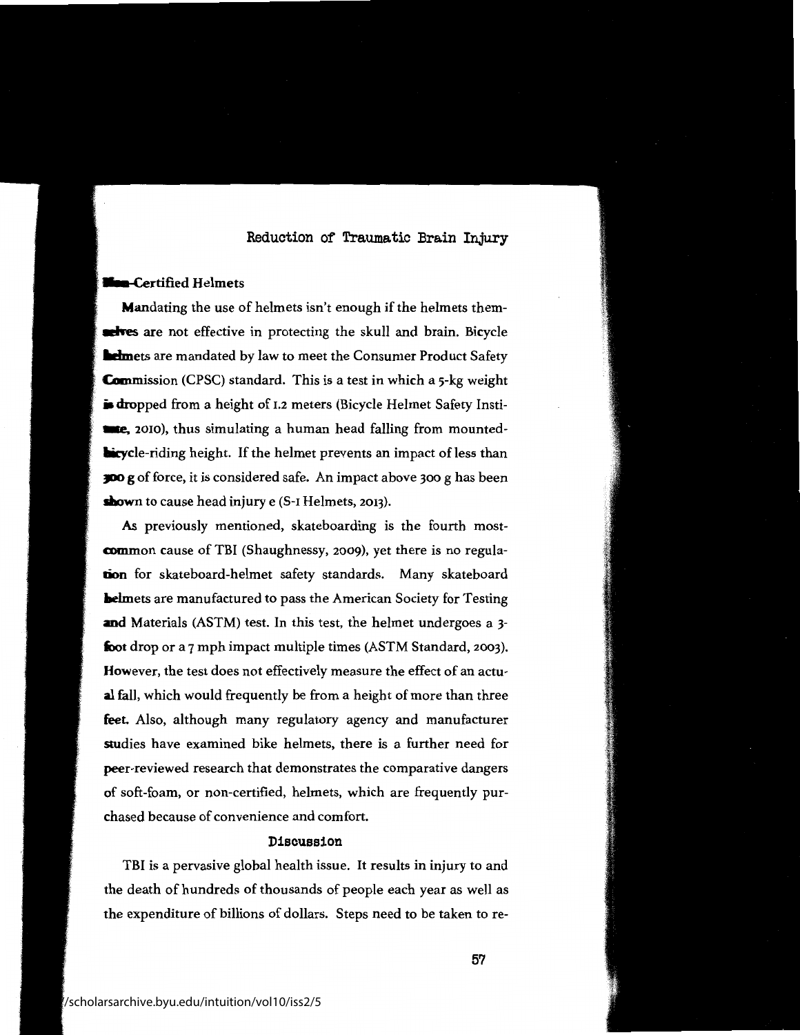### Non-Certified Helmets

Mandating the use of helmets isn't enough if the helmets themselves are not effective in protecting the skull and brain. Bicycle helmets are mandated by law to meet the Consumer Product Safety Commission (CPSC) standard. This is a test in which a 5-kg weight is dropped from a height of 1.2 meters (Bicycle Helmet Safety Institute, 2010), thus simulating a human head falling from mounted-bicycle-riding height. If the helmet prevents an impact of less than 300 g of force, it is considered safe. An impact above 300 g has been shown to cause head injury e (S-1 Helmets, 2013).

As previously mentioned, skateboarding is the fourth most-common cause of TBI (Shaughnessy, 2009), yet there is no regulation for skateboard-helmet safety standards. Many skateboard helmets are manufactured to pass the American Society for Testing and Materials (ASTM) test. In this test, the helmet undergoes a 3-foot drop or a 7 mph impact multiple times (ASTM Standard, 2003). However, the test does not effectively measure the effect of an actual fall, which would frequently be from a height of more than three feet. Also, although many regulatory agency and manufacturer studies have examined bike helmets, there is a further need for peer-reviewed research that demonstrates the comparative dangers of soft-foam, or non-certified, helmets, which are frequently purchased because of convenience and comfort.

## Discussion

TBI is a pervasive global health issue. It results in injury to and the death of hundreds of thousands of people each year as well as the expenditure of billions of dollars. Steps need to be taken to re-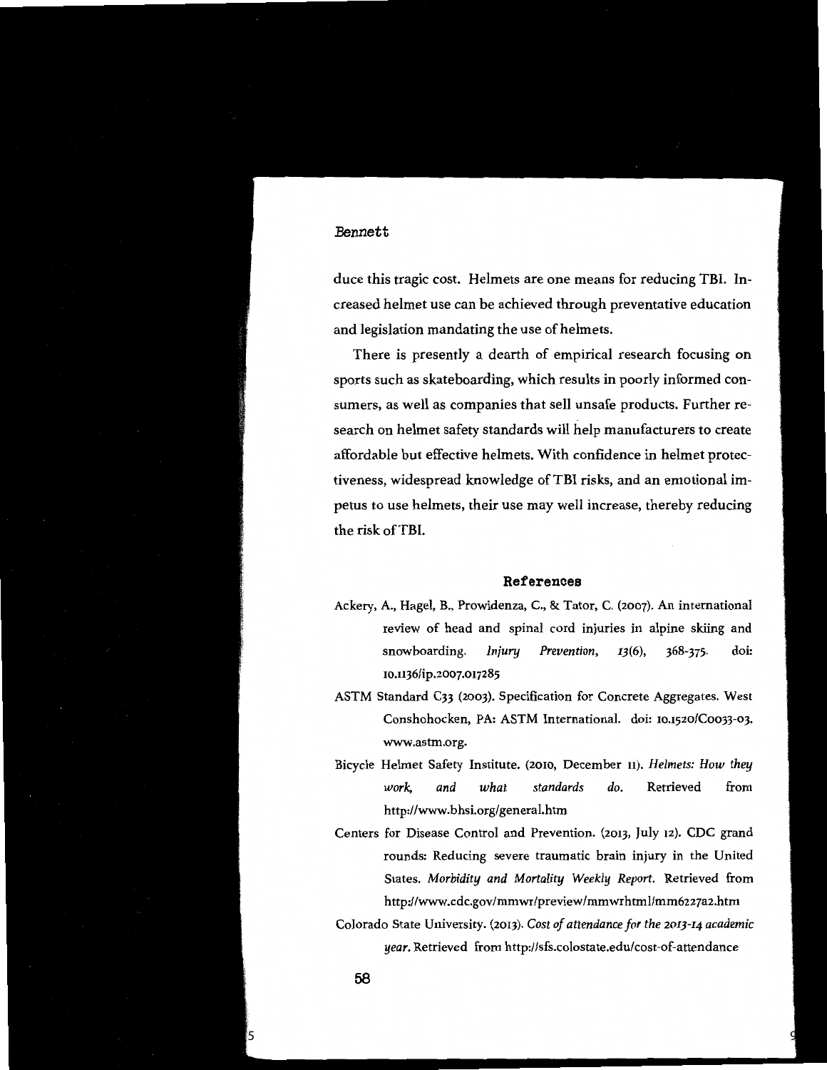duce this tragic cost. Helmets are one means for reducing TBI. Increased helmet use can be achieved through preventative education and legislation mandating the use of helmets.

There is presently a dearth of empirical research focusing on sports such as skateboarding, which results in poorly informed consumers, as well as companies that sell unsafe products. Further research on helmet safety standards will help manufacturers to create affordable but effective helmets. With confidence in helmet protectiveness, widespread knowledge of TBI risks, and an emotional impetus to use helmets, their use may well increase, thereby reducing the risk of TBI.

## References

Ackery, A., Hagel, B., Prowidenza, C., & Tator, C. (2007). An international review of head and spinal cord injuries in alpine skiing and snowboarding. *Injury Prevention*, *13*(6), 368-375. doi: 10.1136/ip.2007.017285

ASTM Standard C33 (2003). Specification for Concrete Aggregates. West Conshohocken, PA: ASTM International. doi: 10.1520/C0033-03. www.astm.org.

Bicycle Helmet Safety Institute. (2010, December 11). *Helmets: How they work, and what standards do.* Retrieved from http://www.bhsi.org/general.htm

Centers for Disease Control and Prevention. (2013, July 12). CDC grand rounds: Reducing severe traumatic brain injury in the United States. *Morbidity and Mortality Weekly Report.* Retrieved from http://www.cdc.gov/mmwr/preview/mmwrhtml/mm6227a2.htm

Colorado State University. (2013). *Cost of attendance for the 2013-14 academic year.* Retrieved from http://sfs.colostate.edu/cost-of-attendance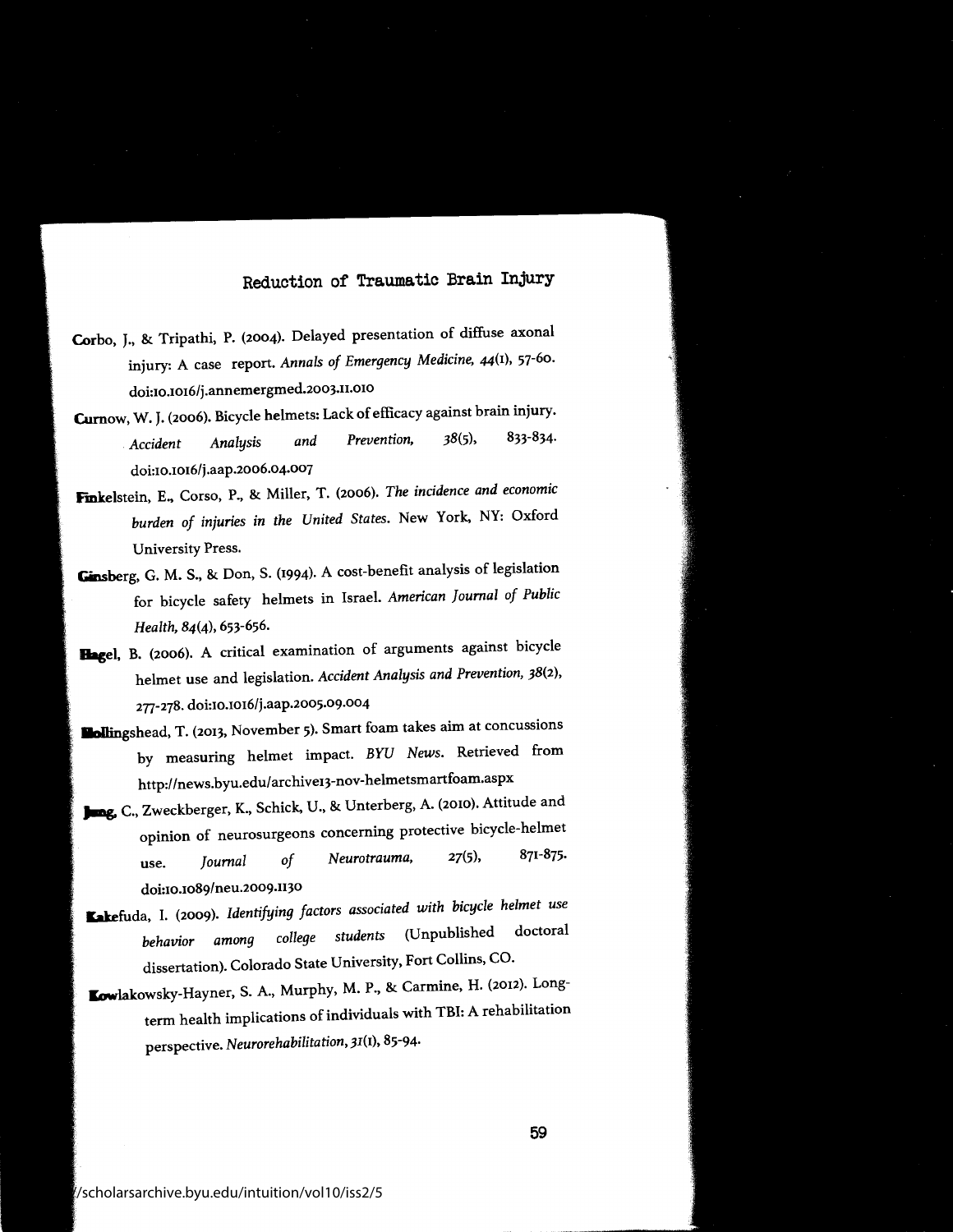Corbo, J., & Tripathi, P. (2004). Delayed presentation of diffuse axonal injury: A case report. *Annals of Emergency Medicine, 44*(1), 57-60. doi:10.1016/j.annemergmed.2003.11.010

Curnow, W. J. (2006). Bicycle helmets: Lack of efficacy against brain injury. *Accident Analysis and Prevention, 38*(5), 833-834. doi:10.1016/j.aap.2006.04.007

Finkelstein, E., Corso, P., & Miller, T. (2006). *The incidence and economic burden of injuries in the United States.* New York, NY: Oxford University Press.

Ginsberg, G. M. S., & Don, S. (1994). A cost-benefit analysis of legislation for bicycle safety helmets in Israel. *American Journal of Public Health, 84*(4), 653-656.

Hagel, B. (2006). A critical examination of arguments against bicycle helmet use and legislation. *Accident Analysis and Prevention, 38*(2), 277-278. doi:10.1016/j.aap.2005.09.004

Hollingshead, T. (2013, November 5). Smart foam takes aim at concussions by measuring helmet impact. *BYU News*. Retrieved from http://news.byu.edu/archive13-nov-helmetsmartfoam.aspx

Jung, C., Zweckberger, K., Schick, U., & Unterberg, A. (2010). Attitude and opinion of neurosurgeons concerning protective bicycle-helmet use. *Journal of Neurotrauma, 27*(5), 871-875. doi:10.1089/neu.2009.1130

Kakefuda, I. (2009). *Identifying factors associated with bicycle helmet use behavior among college students* (Unpublished doctoral dissertation). Colorado State University, Fort Collins, CO.

Kowlakowsky-Hayner, S. A., Murphy, M. P., & Carmine, H. (2012). Long-term health implications of individuals with TBI: A rehabilitation perspective. *Neurorehabilitation, 31*(1), 85-94.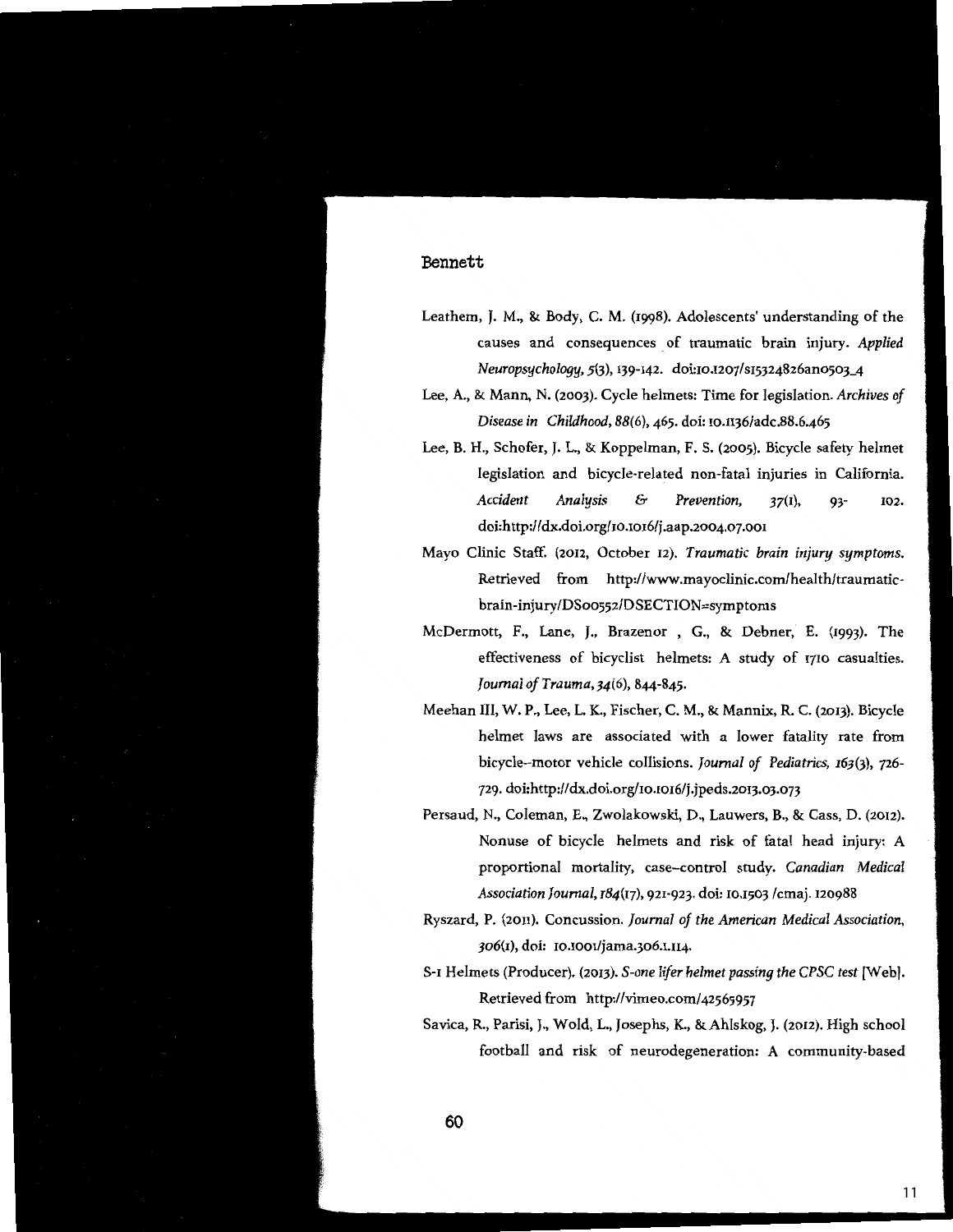Leathem, J. M., & Body, C. M. (1998). Adolescents' understanding of the causes and consequences of traumatic brain injury. *Applied Neuropsychology, 5*(3), 139-142. doi:10.1207/s15324826an0503_4

Lee, A., & Mann, N. (2003). Cycle helmets: Time for legislation. *Archives of Disease in Childhood, 88*(6), 465. doi: 10.1136/adc.88.6.465

Lee, B. H., Schofer, J. L., & Koppelman, F. S. (2005). Bicycle safety helmet legislation and bicycle-related non-fatal injuries in California. *Accident Analysis & Prevention, 37*(1), 93-102. doi:http://dx.doi.org/10.1016/j.aap.2004.07.001

Mayo Clinic Staff. (2012, October 12). *Traumatic brain injury symptoms.* Retrieved from http://www.mayoclinic.com/health/traumatic-brain-injury/DS00552/DSECTION=symptoms

McDermott, F., Lane, J., Brazenor , G., & Debner, E. (1993). The effectiveness of bicyclist helmets: A study of 1710 casualties. *Journal of Trauma, 34*(6), 844-845.

Meehan III, W. P., Lee, L. K., Fischer, C. M., & Mannix, R. C. (2013). Bicycle helmet laws are associated with a lower fatality rate from bicycle–motor vehicle collisions. *Journal of Pediatrics, 163*(3), 726-729. doi:http://dx.doi.org/10.1016/j.jpeds.2013.03.073

Persaud, N., Coleman, E., Zwolakowski, D., Lauwers, B., & Cass, D. (2012). Nonuse of bicycle helmets and risk of fatal head injury: A proportional mortality, case–control study. *Canadian Medical Association Journal, 184*(17), 921-923. doi: 10.1503 /cmaj. 120988

Ryszard, P. (2011). Concussion. *Journal of the American Medical Association, 306*(1), doi: 10.1001/jama.306.1.114.

S-1 Helmets (Producer). (2013). *S-one lifer helmet passing the CPSC test* [Web]. Retrieved from http://vimeo.com/42565957

Savica, R., Parisi, J., Wold, L., Josephs, K., & Ahlskog, J. (2012). High school football and risk of neurodegeneration: A community-based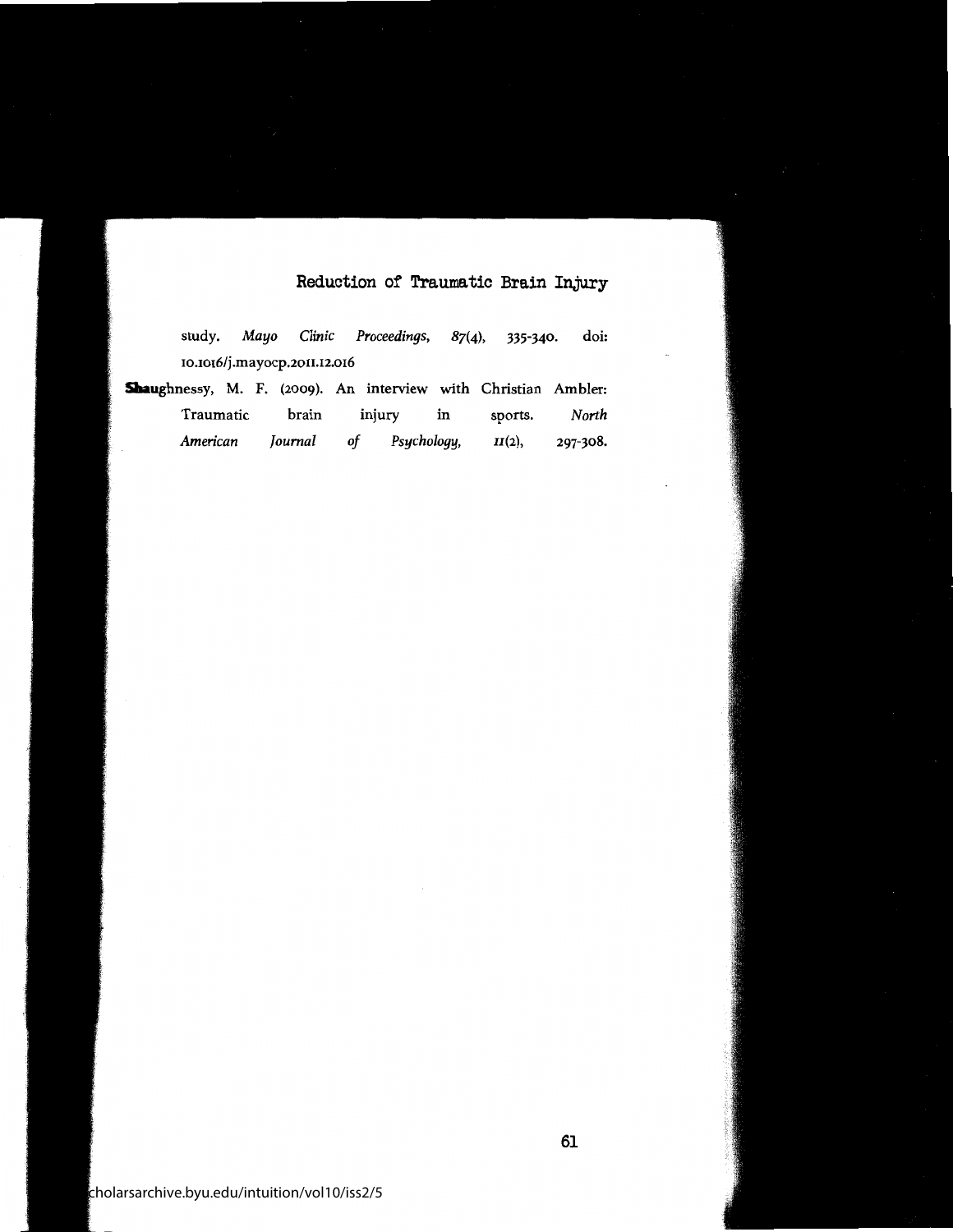study. *Mayo Clinic Proceedings, 87*(4), 335-340. doi: 10.1016/j.mayocp.2011.12.016

Shaughnessy, M. F. (2009). An interview with Christian Ambler: Traumatic brain injury in sports. *North American Journal of Psychology, 11*(2), 297-308.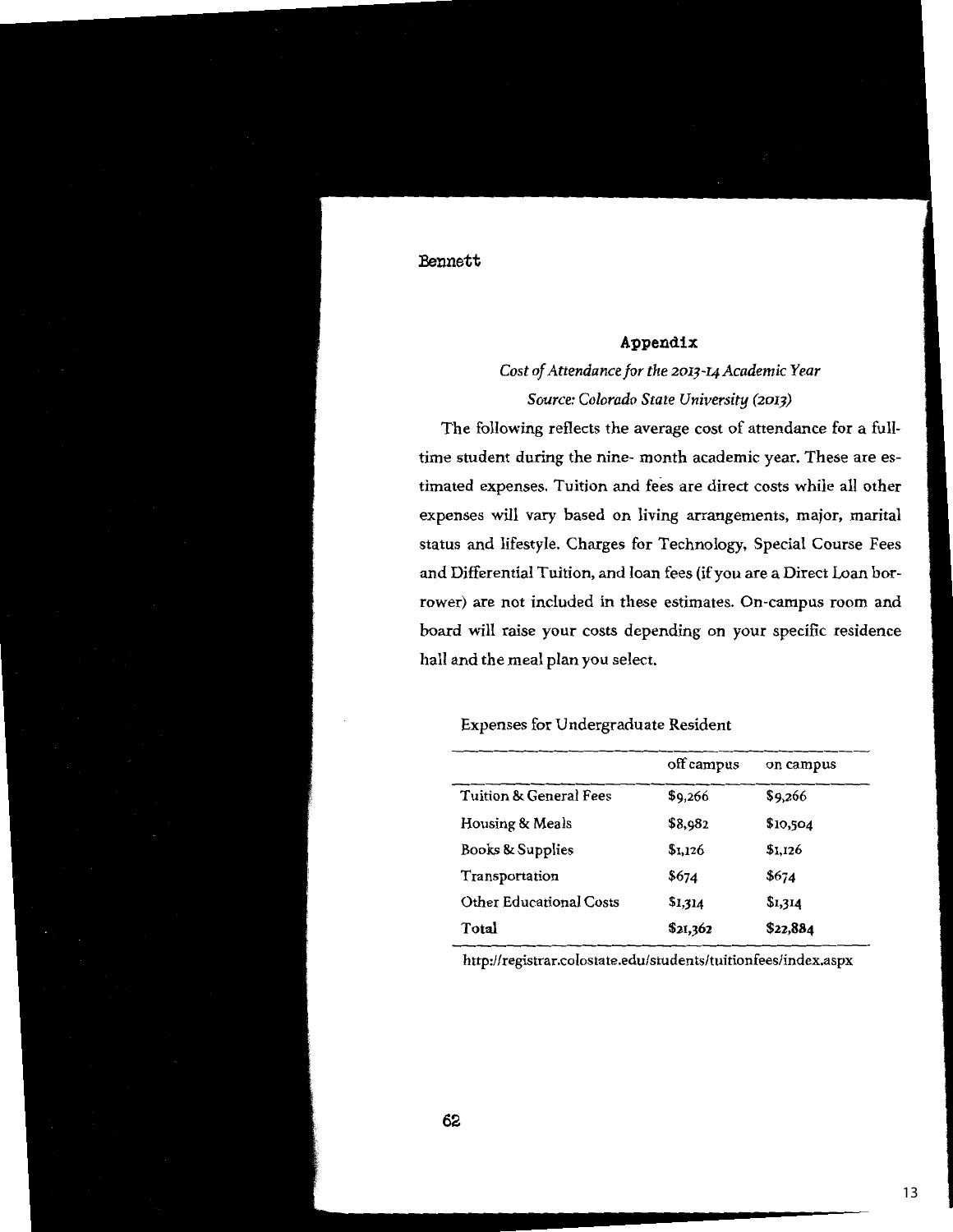## Appendix

*Cost of Attendance for the 2013-14 Academic Year*

*Source: Colorado State University (2013)*

The following reflects the average cost of attendance for a full-time student during the nine- month academic year. These are estimated expenses. Tuition and fees are direct costs while all other expenses will vary based on living arrangements, major, marital status and lifestyle. Charges for Technology, Special Course Fees and Differential Tuition, and loan fees (if you are a Direct Loan borrower) are not included in these estimates. On-campus room and board will raise your costs depending on your specific residence hall and the meal plan you select.

Expenses for Undergraduate Resident

| | off campus | on campus |
|---|---|---|
| Tuition & General Fees | $9,266 | $9,266 |
| Housing & Meals | $8,982 | $10,504 |
| Books & Supplies | $1,126 | $1,126 |
| Transportation | $674 | $674 |
| Other Educational Costs | $1,314 | $1,314 |
| **Total** | **$21,362** | **$22,884** |

http://registrar.colostate.edu/students/tuitionfees/index.aspx